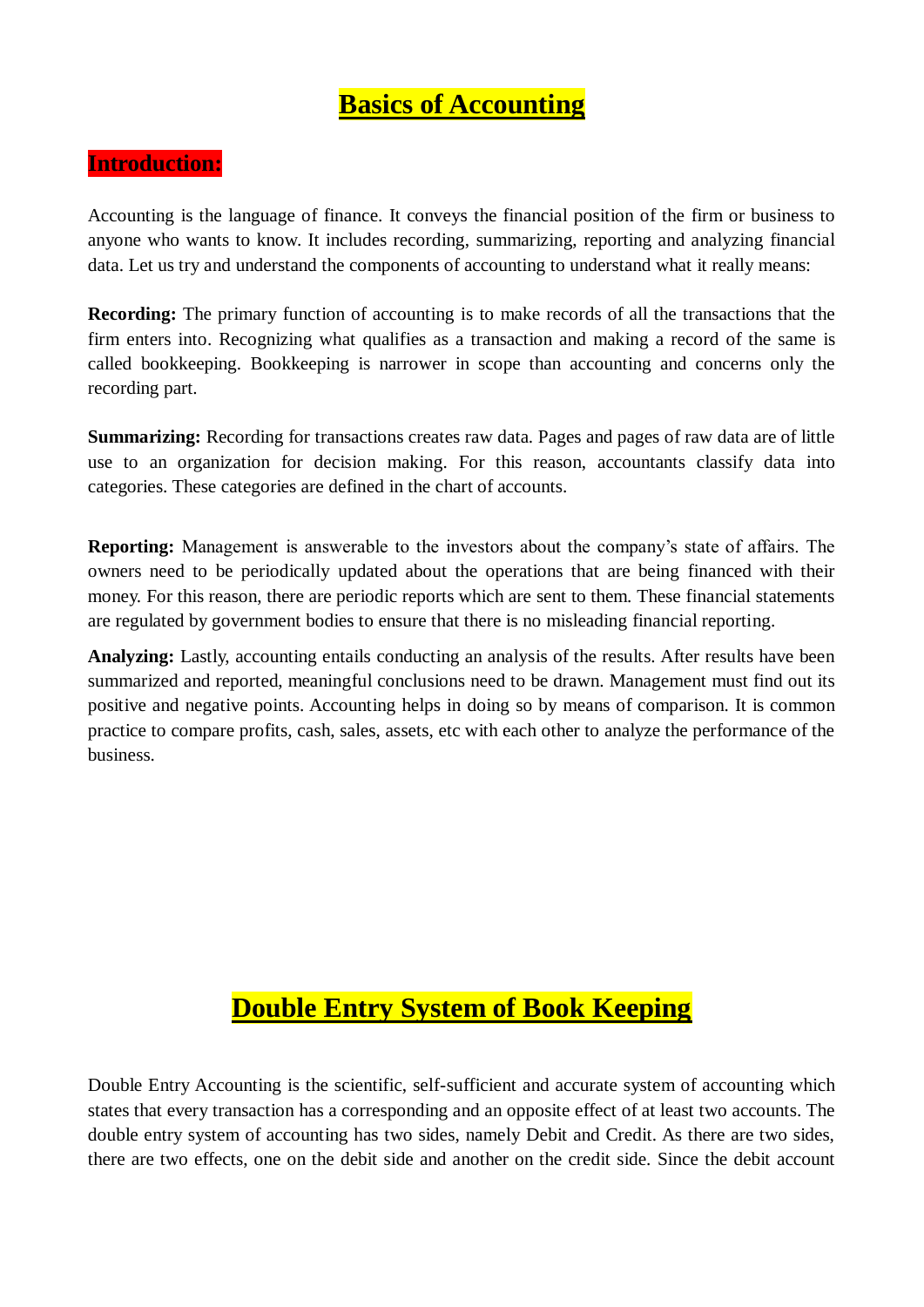# Basics of Accounting

## Introduction:

Accounting is the language of finance. It conveys the financial position of the firm or business to anyone who wants to know. It includes recording, summarizing, reporting and analyzing financial data. Let us try and understand the components of accounting to understand what it really means:

**Recording:** The primary function of accounting is to make records of all the transactions that the firm enters into. Recognizing what qualifies as a transaction and making a record of the same is called bookkeeping. Bookkeeping is narrower in scope than accounting and concerns only the recording part.

**Summarizing:** Recording for transactions creates raw data. Pages and pages of raw data are of little use to an organization for decision making. For this reason, accountants classify data into categories. These categories are defined in the chart of accounts.

**Reporting:** Management is answerable to the investors about the company's state of affairs. The owners need to be periodically updated about the operations that are being financed with their money. For this reason, there are periodic reports which are sent to them. These financial statements are regulated by government bodies to ensure that there is no misleading financial reporting.

**Analyzing:** Lastly, accounting entails conducting an analysis of the results. After results have been summarized and reported, meaningful conclusions need to be drawn. Management must find out its positive and negative points. Accounting helps in doing so by means of comparison. It is common practice to compare profits, cash, sales, assets, etc with each other to analyze the performance of the business.

# Double Entry System of Book Keeping

Double Entry Accounting is the scientific, self-sufficient and accurate system of accounting which states that every transaction has a corresponding and an opposite effect of at least two accounts. The double entry system of accounting has two sides, namely Debit and Credit. As there are two sides, there are two effects, one on the debit side and another on the credit side. Since the debit account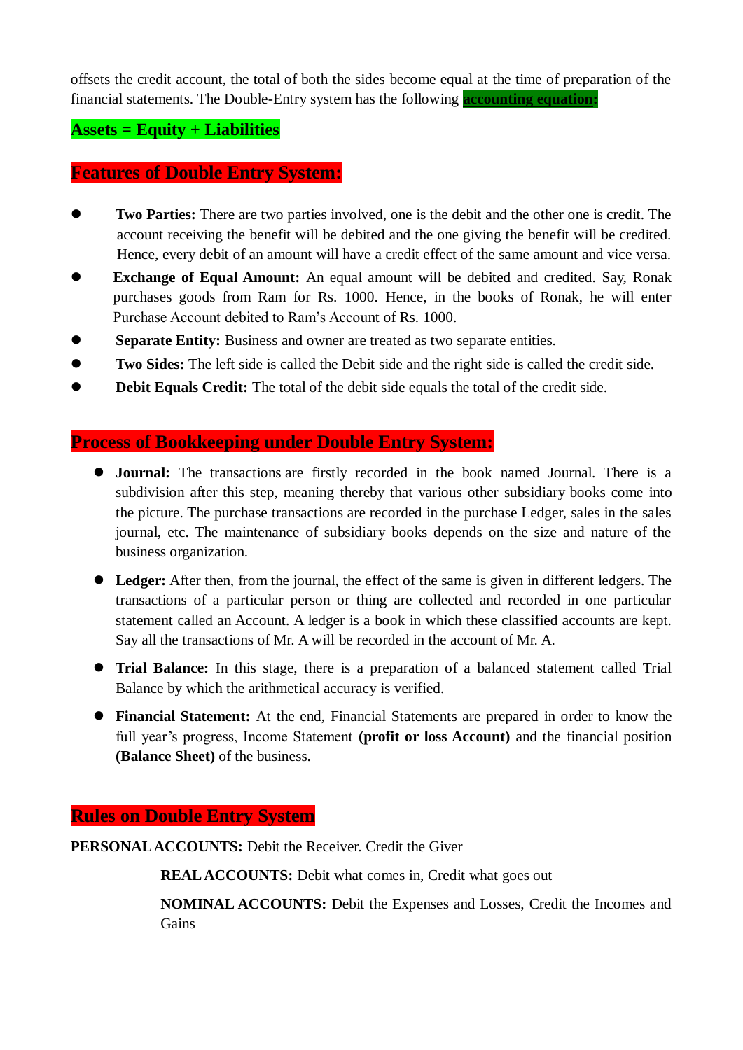offsets the credit account, the total of both the sides become equal at the time of preparation of the financial statements. The Double-Entry system has the following **accounting equation:**

**Assets = Equity + Liabilities**

## Features of Double Entry System:

- **Two Parties:** There are two parties involved, one is the debit and the other one is credit. The account receiving the benefit will be debited and the one giving the benefit will be credited. Hence, every debit of an amount will have a credit effect of the same amount and vice versa.
- **Exchange of Equal Amount:** An equal amount will be debited and credited. Say, Ronak purchases goods from Ram for Rs. 1000. Hence, in the books of Ronak, he will enter Purchase Account debited to Ram's Account of Rs. 1000.
- **Separate Entity:** Business and owner are treated as two separate entities.
- **Two Sides:** The left side is called the Debit side and the right side is called the credit side.
- **Debit Equals Credit:** The total of the debit side equals the total of the credit side.

## Process of Bookkeeping under Double Entry System:

- **Journal:** The transactions are firstly recorded in the book named Journal. There is a subdivision after this step, meaning thereby that various other subsidiary books come into the picture. The purchase transactions are recorded in the purchase Ledger, sales in the sales journal, etc. The maintenance of subsidiary books depends on the size and nature of the business organization.
- **Ledger:** After then, from the journal, the effect of the same is given in different ledgers. The transactions of a particular person or thing are collected and recorded in one particular statement called an Account. A ledger is a book in which these classified accounts are kept. Say all the transactions of Mr. A will be recorded in the account of Mr. A.
- **Trial Balance:** In this stage, there is a preparation of a balanced statement called Trial Balance by which the arithmetical accuracy is verified.
- **Financial Statement:** At the end, Financial Statements are prepared in order to know the full year's progress, Income Statement **(profit or loss Account)** and the financial position **(Balance Sheet)** of the business.

## Rules on Double Entry System

**PERSONAL ACCOUNTS:** Debit the Receiver. Credit the Giver

**REAL ACCOUNTS:** Debit what comes in, Credit what goes out

**NOMINAL ACCOUNTS:** Debit the Expenses and Losses, Credit the Incomes and Gains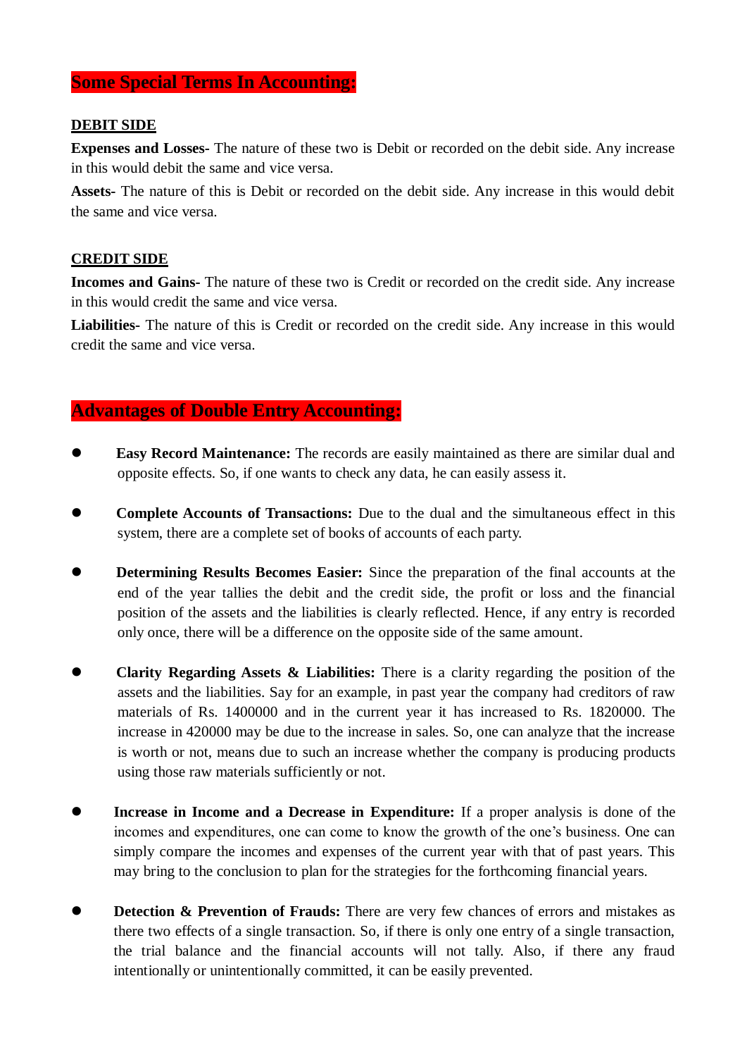## Some Special Terms In Accounting:

### DEBIT SIDE

**Expenses and Losses-** The nature of these two is Debit or recorded on the debit side. Any increase in this would debit the same and vice versa.

**Assets-** The nature of this is Debit or recorded on the debit side. Any increase in this would debit the same and vice versa.

### CREDIT SIDE

**Incomes and Gains-** The nature of these two is Credit or recorded on the credit side. Any increase in this would credit the same and vice versa.

**Liabilities-** The nature of this is Credit or recorded on the credit side. Any increase in this would credit the same and vice versa.

## Advantages of Double Entry Accounting:

- **Easy Record Maintenance:** The records are easily maintained as there are similar dual and opposite effects. So, if one wants to check any data, he can easily assess it.

- **Complete Accounts of Transactions:** Due to the dual and the simultaneous effect in this system, there are a complete set of books of accounts of each party.

- **Determining Results Becomes Easier:** Since the preparation of the final accounts at the end of the year tallies the debit and the credit side, the profit or loss and the financial position of the assets and the liabilities is clearly reflected. Hence, if any entry is recorded only once, there will be a difference on the opposite side of the same amount.

- **Clarity Regarding Assets & Liabilities:** There is a clarity regarding the position of the assets and the liabilities. Say for an example, in past year the company had creditors of raw materials of Rs. 1400000 and in the current year it has increased to Rs. 1820000. The increase in 420000 may be due to the increase in sales. So, one can analyze that the increase is worth or not, means due to such an increase whether the company is producing products using those raw materials sufficiently or not.

- **Increase in Income and a Decrease in Expenditure:** If a proper analysis is done of the incomes and expenditures, one can come to know the growth of the one's business. One can simply compare the incomes and expenses of the current year with that of past years. This may bring to the conclusion to plan for the strategies for the forthcoming financial years.

- **Detection & Prevention of Frauds:** There are very few chances of errors and mistakes as there two effects of a single transaction. So, if there is only one entry of a single transaction, the trial balance and the financial accounts will not tally. Also, if there any fraud intentionally or unintentionally committed, it can be easily prevented.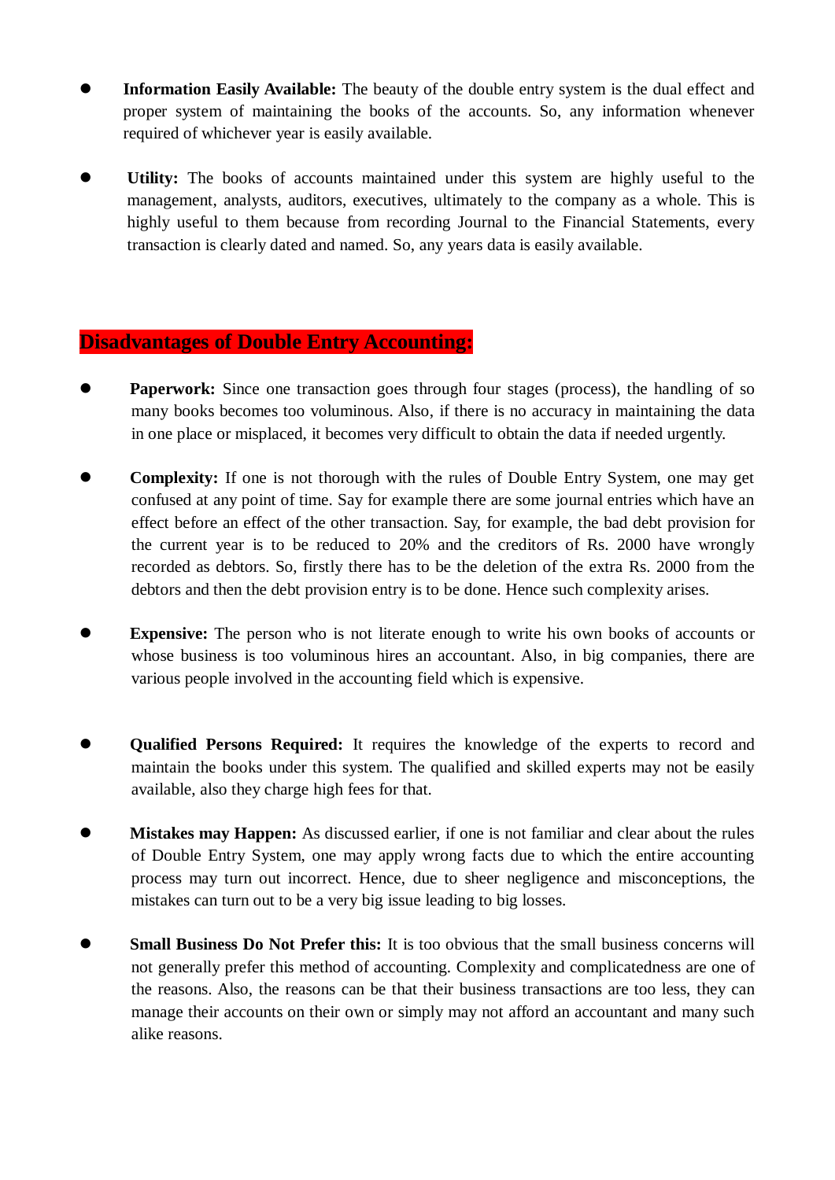- **Information Easily Available:** The beauty of the double entry system is the dual effect and proper system of maintaining the books of the accounts. So, any information whenever required of whichever year is easily available.

- **Utility:** The books of accounts maintained under this system are highly useful to the management, analysts, auditors, executives, ultimately to the company as a whole. This is highly useful to them because from recording Journal to the Financial Statements, every transaction is clearly dated and named. So, any years data is easily available.

## Disadvantages of Double Entry Accounting:

- **Paperwork:** Since one transaction goes through four stages (process), the handling of so many books becomes too voluminous. Also, if there is no accuracy in maintaining the data in one place or misplaced, it becomes very difficult to obtain the data if needed urgently.

- **Complexity:** If one is not thorough with the rules of Double Entry System, one may get confused at any point of time. Say for example there are some journal entries which have an effect before an effect of the other transaction. Say, for example, the bad debt provision for the current year is to be reduced to 20% and the creditors of Rs. 2000 have wrongly recorded as debtors. So, firstly there has to be the deletion of the extra Rs. 2000 from the debtors and then the debt provision entry is to be done. Hence such complexity arises.

- **Expensive:** The person who is not literate enough to write his own books of accounts or whose business is too voluminous hires an accountant. Also, in big companies, there are various people involved in the accounting field which is expensive.

- **Qualified Persons Required:** It requires the knowledge of the experts to record and maintain the books under this system. The qualified and skilled experts may not be easily available, also they charge high fees for that.

- **Mistakes may Happen:** As discussed earlier, if one is not familiar and clear about the rules of Double Entry System, one may apply wrong facts due to which the entire accounting process may turn out incorrect. Hence, due to sheer negligence and misconceptions, the mistakes can turn out to be a very big issue leading to big losses.

- **Small Business Do Not Prefer this:** It is too obvious that the small business concerns will not generally prefer this method of accounting. Complexity and complicatedness are one of the reasons. Also, the reasons can be that their business transactions are too less, they can manage their accounts on their own or simply may not afford an accountant and many such alike reasons.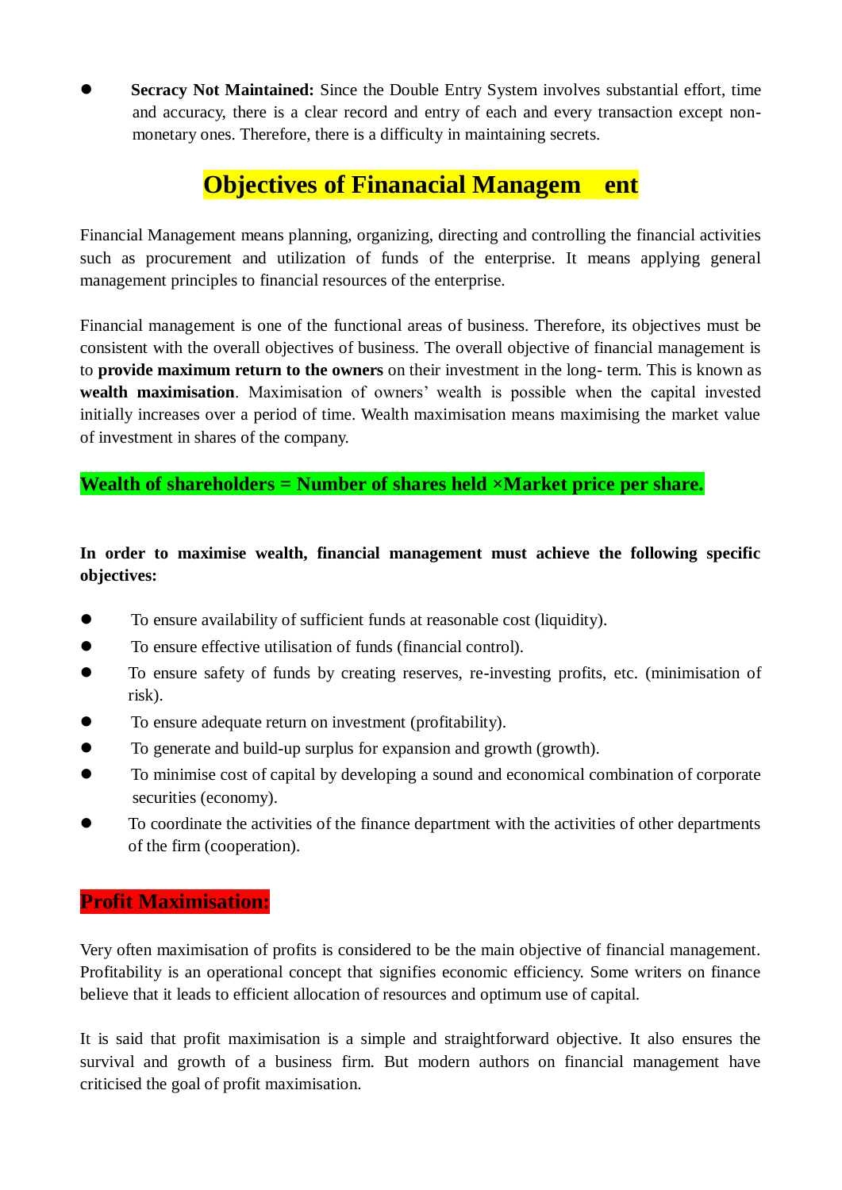- **Secracy Not Maintained:** Since the Double Entry System involves substantial effort, time and accuracy, there is a clear record and entry of each and every transaction except non-monetary ones. Therefore, there is a difficulty in maintaining secrets.

# Objectives of Finanacial Managem ent

Financial Management means planning, organizing, directing and controlling the financial activities such as procurement and utilization of funds of the enterprise. It means applying general management principles to financial resources of the enterprise.

Financial management is one of the functional areas of business. Therefore, its objectives must be consistent with the overall objectives of business. The overall objective of financial management is to **provide maximum return to the owners** on their investment in the long- term. This is known as **wealth maximisation**. Maximisation of owners' wealth is possible when the capital invested initially increases over a period of time. Wealth maximisation means maximising the market value of investment in shares of the company.

**Wealth of shareholders = Number of shares held ×Market price per share.**

**In order to maximise wealth, financial management must achieve the following specific objectives:**

- To ensure availability of sufficient funds at reasonable cost (liquidity).
- To ensure effective utilisation of funds (financial control).
- To ensure safety of funds by creating reserves, re-investing profits, etc. (minimisation of risk).
- To ensure adequate return on investment (profitability).
- To generate and build-up surplus for expansion and growth (growth).
- To minimise cost of capital by developing a sound and economical combination of corporate securities (economy).
- To coordinate the activities of the finance department with the activities of other departments of the firm (cooperation).

## Profit Maximisation:

Very often maximisation of profits is considered to be the main objective of financial management. Profitability is an operational concept that signifies economic efficiency. Some writers on finance believe that it leads to efficient allocation of resources and optimum use of capital.

It is said that profit maximisation is a simple and straightforward objective. It also ensures the survival and growth of a business firm. But modern authors on financial management have criticised the goal of profit maximisation.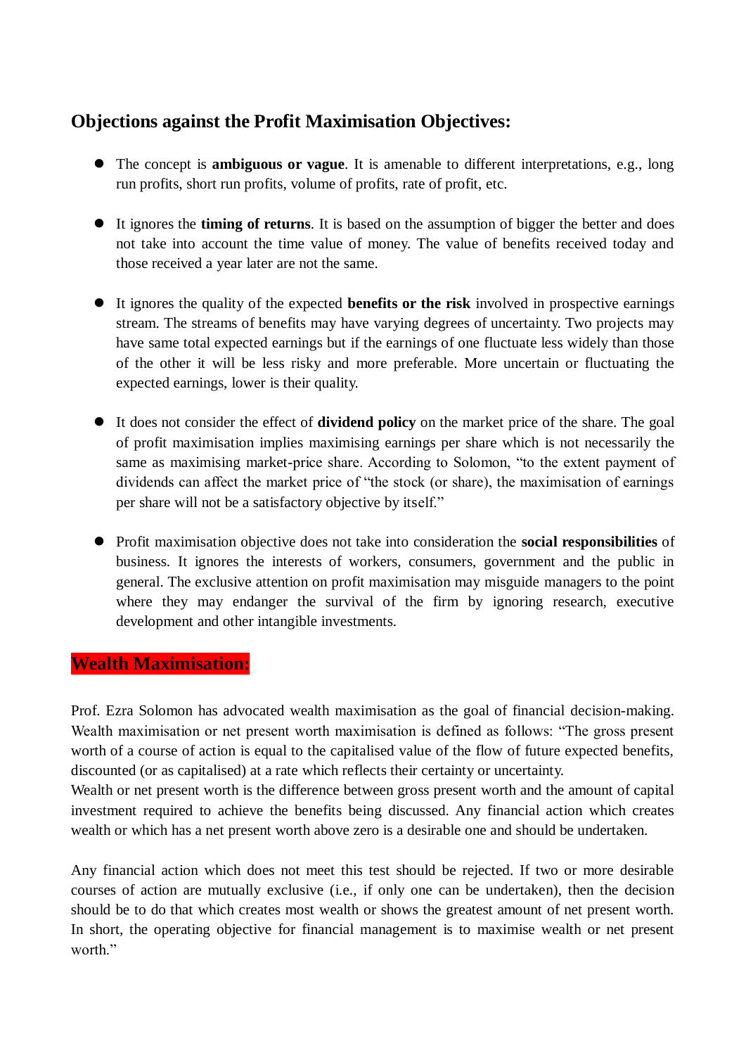## Objections against the Profit Maximisation Objectives:

- The concept is **ambiguous or vague**. It is amenable to different interpretations, e.g., long run profits, short run profits, volume of profits, rate of profit, etc.

- It ignores the **timing of returns**. It is based on the assumption of bigger the better and does not take into account the time value of money. The value of benefits received today and those received a year later are not the same.

- It ignores the quality of the expected **benefits or the risk** involved in prospective earnings stream. The streams of benefits may have varying degrees of uncertainty. Two projects may have same total expected earnings but if the earnings of one fluctuate less widely than those of the other it will be less risky and more preferable. More uncertain or fluctuating the expected earnings, lower is their quality.

- It does not consider the effect of **dividend policy** on the market price of the share. The goal of profit maximisation implies maximising earnings per share which is not necessarily the same as maximising market-price share. According to Solomon, "to the extent payment of dividends can affect the market price of "the stock (or share), the maximisation of earnings per share will not be a satisfactory objective by itself."

- Profit maximisation objective does not take into consideration the **social responsibilities** of business. It ignores the interests of workers, consumers, government and the public in general. The exclusive attention on profit maximisation may misguide managers to the point where they may endanger the survival of the firm by ignoring research, executive development and other intangible investments.

## Wealth Maximisation:

Prof. Ezra Solomon has advocated wealth maximisation as the goal of financial decision-making. Wealth maximisation or net present worth maximisation is defined as follows: "The gross present worth of a course of action is equal to the capitalised value of the flow of future expected benefits, discounted (or as capitalised) at a rate which reflects their certainty or uncertainty.
Wealth or net present worth is the difference between gross present worth and the amount of capital investment required to achieve the benefits being discussed. Any financial action which creates wealth or which has a net present worth above zero is a desirable one and should be undertaken.

Any financial action which does not meet this test should be rejected. If two or more desirable courses of action are mutually exclusive (i.e., if only one can be undertaken), then the decision should be to do that which creates most wealth or shows the greatest amount of net present worth. In short, the operating objective for financial management is to maximise wealth or net present worth."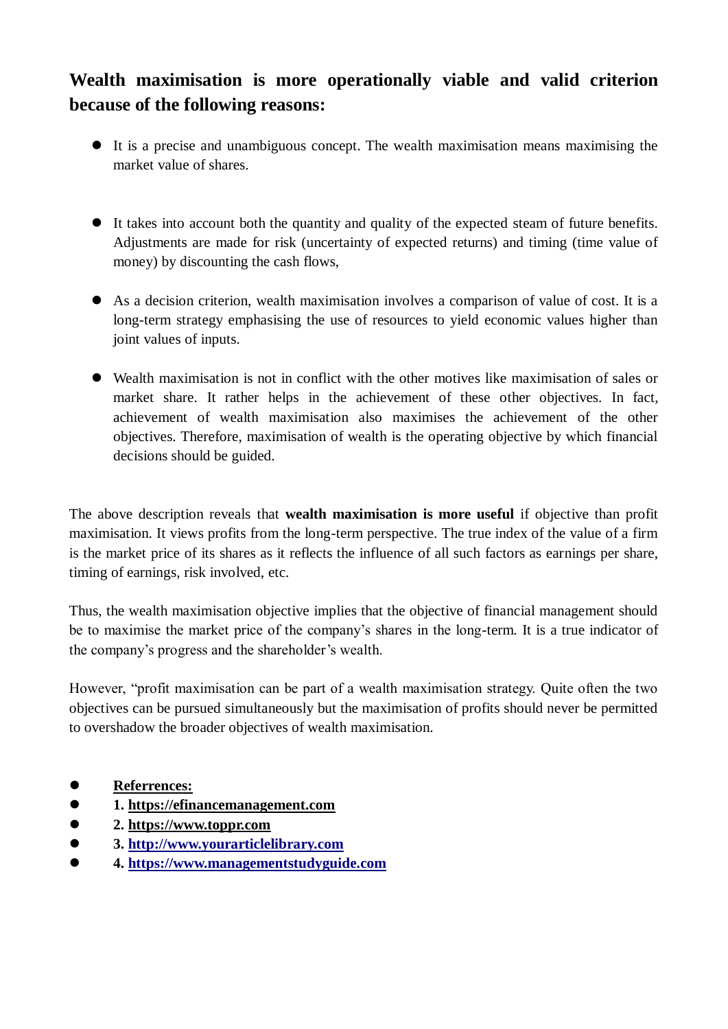**Wealth maximisation is more operationally viable and valid criterion because of the following reasons:**

- It is a precise and unambiguous concept. The wealth maximisation means maximising the market value of shares.

- It takes into account both the quantity and quality of the expected steam of future benefits. Adjustments are made for risk (uncertainty of expected returns) and timing (time value of money) by discounting the cash flows,

- As a decision criterion, wealth maximisation involves a comparison of value of cost. It is a long-term strategy emphasising the use of resources to yield economic values higher than joint values of inputs.

- Wealth maximisation is not in conflict with the other motives like maximisation of sales or market share. It rather helps in the achievement of these other objectives. In fact, achievement of wealth maximisation also maximises the achievement of the other objectives. Therefore, maximisation of wealth is the operating objective by which financial decisions should be guided.

The above description reveals that **wealth maximisation is more useful** if objective than profit maximisation. It views profits from the long-term perspective. The true index of the value of a firm is the market price of its shares as it reflects the influence of all such factors as earnings per share, timing of earnings, risk involved, etc.

Thus, the wealth maximisation objective implies that the objective of financial management should be to maximise the market price of the company's shares in the long-term. It is a true indicator of the company's progress and the shareholder's wealth.

However, "profit maximisation can be part of a wealth maximisation strategy. Quite often the two objectives can be pursued simultaneously but the maximisation of profits should never be permitted to overshadow the broader objectives of wealth maximisation.

- **Referrences:**
- **1. https://efinancemanagement.com**
- **2. https://www.toppr.com**
- **3. http://www.yourarticlelibrary.com**
- **4. https://www.managementstudyguide.com**